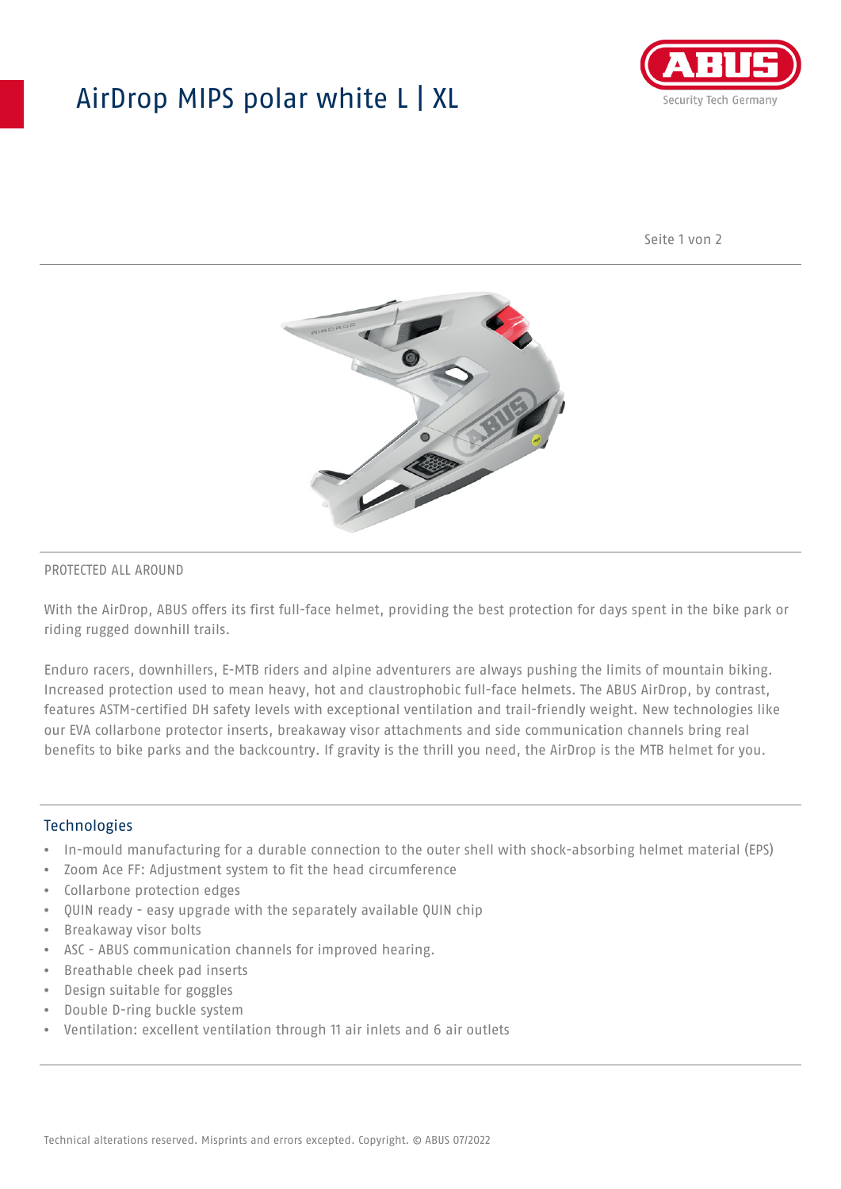# AirDrop MIPS polar white L | XL

PROTECTED ALL AROUND

With the AirDrop, ABUS offers its first full-face helmet, providing the best protection for days spent in the bike park or riding rugged downhill trails.

Enduro racers, downhillers, E-MTB riders and alpine adventurers are always pushing the limits of mountain biking. Increased protection used to mean heavy, hot and claustrophobic full-face helmets. The ABUS AirDrop, by contrast, features ASTM-certified DH safety levels with exceptional ventilation and trail-friendly weight. New technologies like our EVA collarbone protector inserts, breakaway visor attachments and side communication channels bring real benefits to bike parks and the backcountry. If gravity is the thrill you need, the AirDrop is the MTB helmet for you.

## Technologies

- In-mould manufacturing for a durable connection to the outer shell with shock-absorbing helmet material (EPS)
- Zoom Ace FF: Adjustment system to fit the head circumference
- Collarbone protection edges
- QUIN ready - easy upgrade with the separately available QUIN chip
- Breakaway visor bolts
- ASC - ABUS communication channels for improved hearing.
- Breathable cheek pad inserts
- Design suitable for goggles
- Double D-ring buckle system
- Ventilation: excellent ventilation through 11 air inlets and 6 air outlets

Technical alterations reserved. Misprints and errors excepted. Copyright. © ABUS 07/2022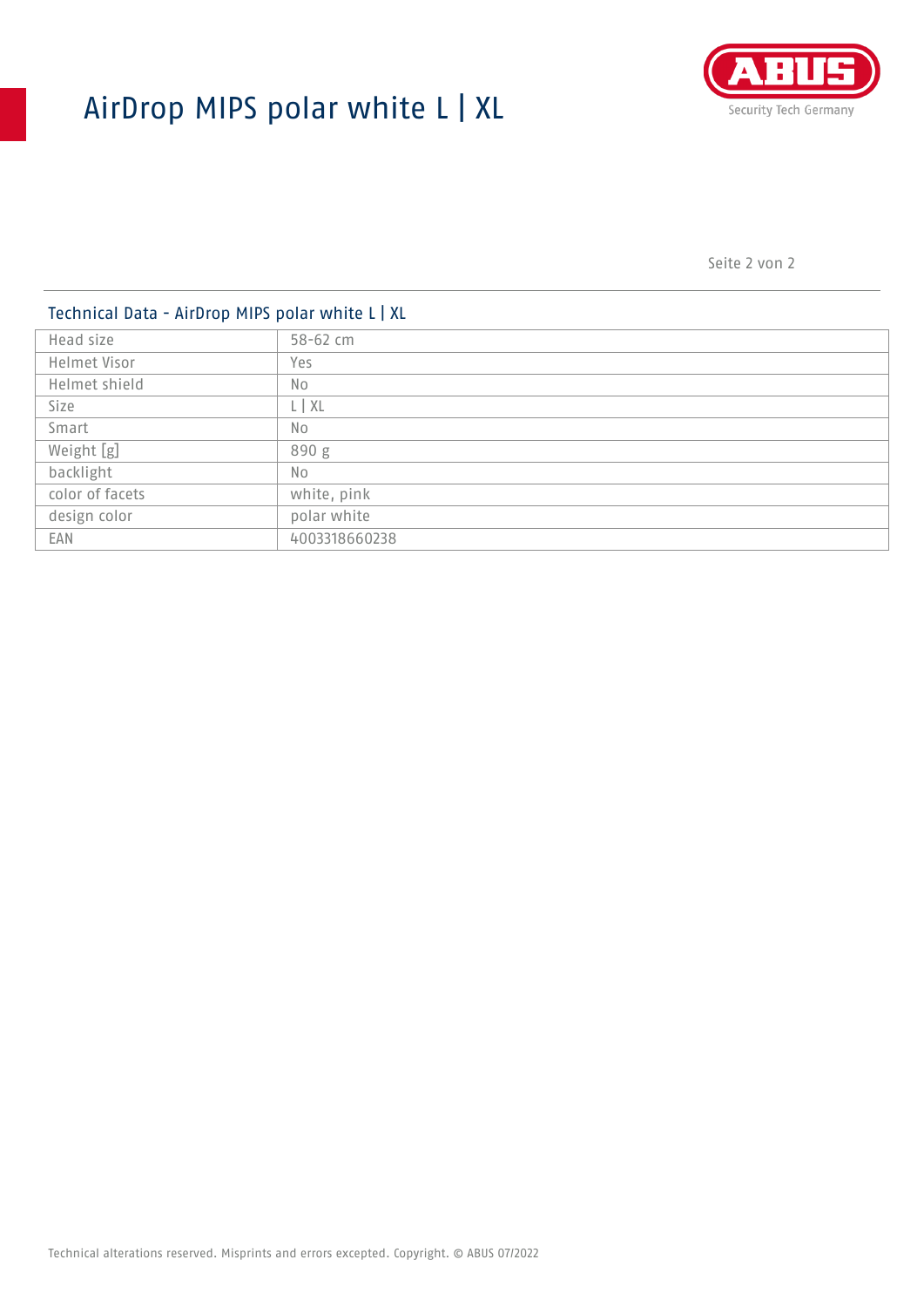# AirDrop MIPS polar white L | XL

## Technical Data - AirDrop MIPS polar white L | XL

| | |
|---|---|
| Head size | 58-62 cm |
| Helmet Visor | Yes |
| Helmet shield | No |
| Size | L \| XL |
| Smart | No |
| Weight [g] | 890 g |
| backlight | No |
| color of facets | white, pink |
| design color | polar white |
| EAN | 4003318660238 |

Technical alterations reserved. Misprints and errors excepted. Copyright. © ABUS 07/2022